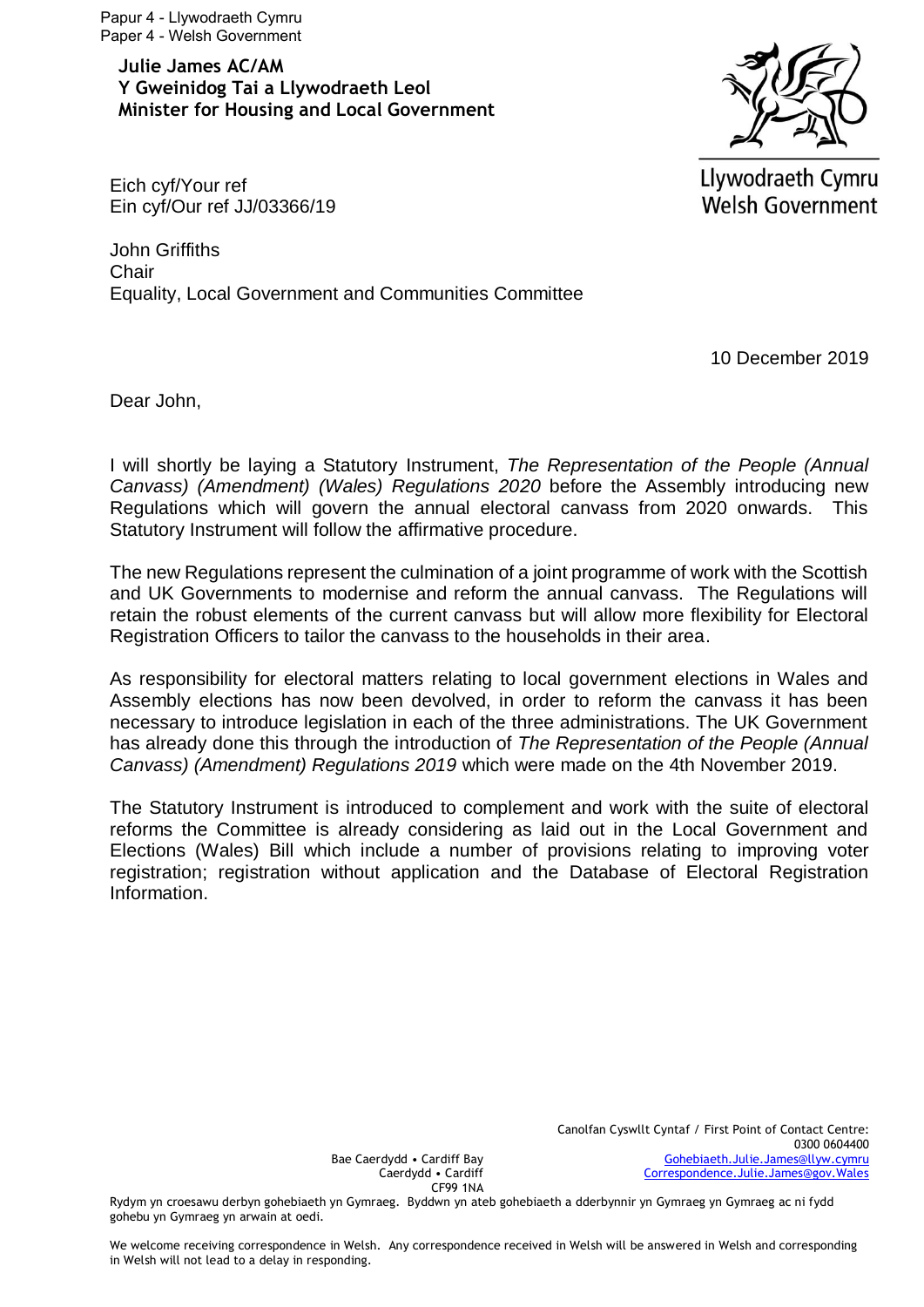Papur 4 - Llywodraeth Cymru
Paper 4 - Welsh Government

**Julie James AC/AM**
**Y Gweinidog Tai a Llywodraeth Leol**
**Minister for Housing and Local Government**

Llywodraeth Cymru
Welsh Government

Eich cyf/Your ref
Ein cyf/Our ref JJ/03366/19

John Griffiths
Chair
Equality, Local Government and Communities Committee

10 December 2019

Dear John,

I will shortly be laying a Statutory Instrument, *The Representation of the People (Annual Canvass) (Amendment) (Wales) Regulations 2020* before the Assembly introducing new Regulations which will govern the annual electoral canvass from 2020 onwards. This Statutory Instrument will follow the affirmative procedure.

The new Regulations represent the culmination of a joint programme of work with the Scottish and UK Governments to modernise and reform the annual canvass. The Regulations will retain the robust elements of the current canvass but will allow more flexibility for Electoral Registration Officers to tailor the canvass to the households in their area.

As responsibility for electoral matters relating to local government elections in Wales and Assembly elections has now been devolved, in order to reform the canvass it has been necessary to introduce legislation in each of the three administrations. The UK Government has already done this through the introduction of *The Representation of the People (Annual Canvass) (Amendment) Regulations 2019* which were made on the 4th November 2019.

The Statutory Instrument is introduced to complement and work with the suite of electoral reforms the Committee is already considering as laid out in the Local Government and Elections (Wales) Bill which include a number of provisions relating to improving voter registration; registration without application and the Database of Electoral Registration Information.

Bae Caerdydd • Cardiff Bay
Caerdydd • Cardiff
CF99 1NA

Canolfan Cyswllt Cyntaf / First Point of Contact Centre:
0300 0604400
Gohebiaeth.Julie.James@llyw.cymru
Correspondence.Julie.James@gov.Wales

Rydym yn croesawu derbyn gohebiaeth yn Gymraeg. Byddwn yn ateb gohebiaeth a dderbynnir yn Gymraeg yn Gymraeg ac ni fydd gohebu yn Gymraeg yn arwain at oedi.

We welcome receiving correspondence in Welsh. Any correspondence received in Welsh will be answered in Welsh and corresponding in Welsh will not lead to a delay in responding.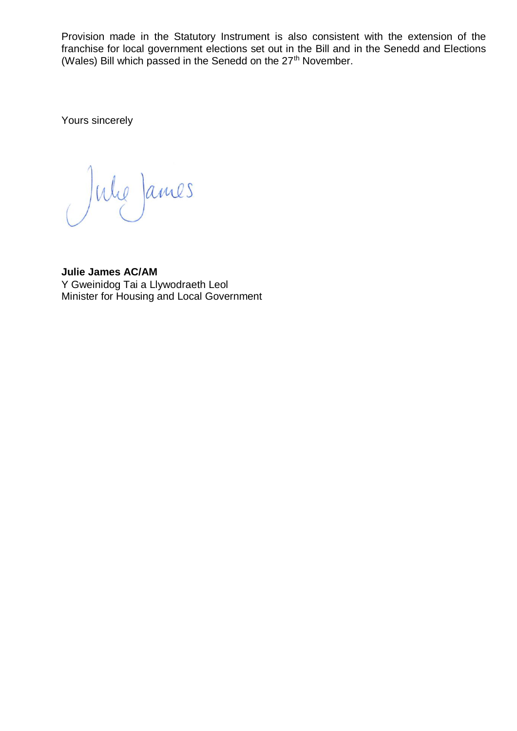Provision made in the Statutory Instrument is also consistent with the extension of the franchise for local government elections set out in the Bill and in the Senedd and Elections (Wales) Bill which passed in the Senedd on the 27th November.

Yours sincerely

Julie James

**Julie James AC/AM**
Y Gweinidog Tai a Llywodraeth Leol
Minister for Housing and Local Government